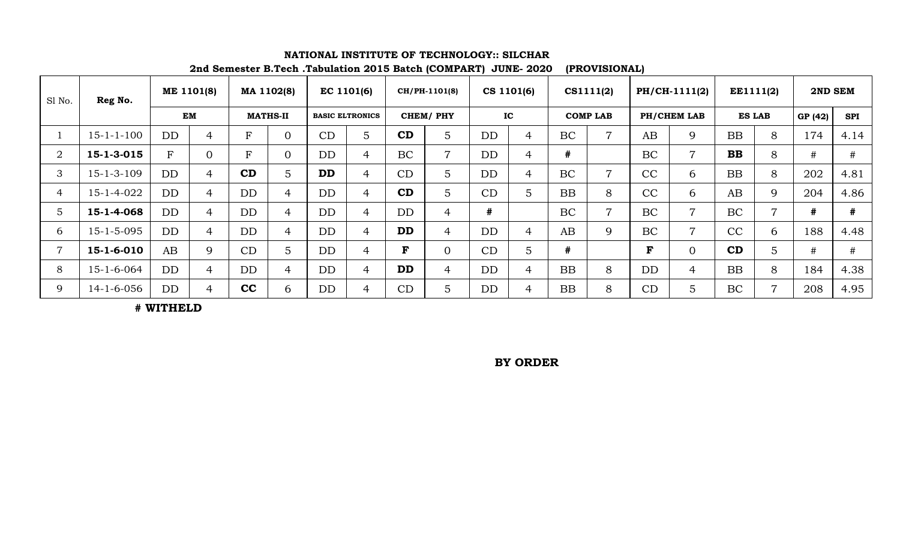**NATIONAL INSTITUTE OF TECHNOLOGY:: SILCHAR**

**2nd Semester B.Tech .Tabulation 2015 Batch (COMPART) JUNE- 2020 (PROVISIONAL)**

| Sl No. | Reg No. | ME 1101(8) | | MA 1102(8) | | EC 1101(6) | | CH/PH-1101(8) | | CS 1101(6) | | CS1111(2) | | PH/CH-1111(2) | | EE1111(2) | | 2ND SEM | |
|---|---|---|---|---|---|---|---|---|---|---|---|---|---|---|---|---|---|---|---|
| | | EM | | MATHS-II | | BASIC ELTRONICS | | CHEM/ PHY | | IC | | COMP LAB | | PH/CHEM LAB | | ES LAB | | GP (42) | SPI |
| 1 | 15-1-1-100 | DD | 4 | F | 0 | CD | 5 | **CD** | 5 | DD | 4 | BC | 7 | AB | 9 | BB | 8 | 174 | 4.14 |
| 2 | **15-1-3-015** | F | 0 | F | 0 | DD | 4 | BC | 7 | DD | 4 | **#** | | BC | 7 | **BB** | 8 | # | # |
| 3 | 15-1-3-109 | DD | 4 | **CD** | 5 | **DD** | 4 | CD | 5 | DD | 4 | BC | 7 | CC | 6 | BB | 8 | 202 | 4.81 |
| 4 | 15-1-4-022 | DD | 4 | DD | 4 | DD | 4 | **CD** | 5 | CD | 5 | BB | 8 | CC | 6 | AB | 9 | 204 | 4.86 |
| 5 | **15-1-4-068** | DD | 4 | DD | 4 | DD | 4 | DD | 4 | **#** | | BC | 7 | BC | 7 | BC | 7 | **#** | **#** |
| 6 | 15-1-5-095 | DD | 4 | DD | 4 | DD | 4 | **DD** | 4 | DD | 4 | AB | 9 | BC | 7 | CC | 6 | 188 | 4.48 |
| 7 | **15-1-6-010** | AB | 9 | CD | 5 | DD | 4 | **F** | 0 | CD | 5 | **#** | | **F** | 0 | **CD** | 5 | # | # |
| 8 | 15-1-6-064 | DD | 4 | DD | 4 | DD | 4 | **DD** | 4 | DD | 4 | BB | 8 | DD | 4 | BB | 8 | 184 | 4.38 |
| 9 | 14-1-6-056 | DD | 4 | **CC** | 6 | DD | 4 | CD | 5 | DD | 4 | BB | 8 | CD | 5 | BC | 7 | 208 | 4.95 |

**# WITHELD**

**BY ORDER**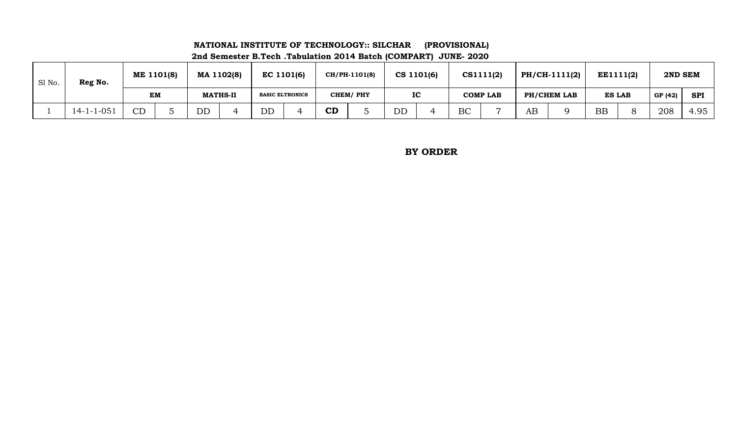**NATIONAL INSTITUTE OF TECHNOLOGY:: SILCHAR (PROVISIONAL)**

**2nd Semester B.Tech .Tabulation 2014 Batch (COMPART) JUNE- 2020**

| Sl No. | Reg No. | ME 1101(8) | | MA 1102(8) | | EC 1101(6) | | CH/PH-1101(8) | | CS 1101(6) | | CS1111(2) | | PH/CH-1111(2) | | EE1111(2) | | 2ND SEM | |
|---|---|---|---|---|---|---|---|---|---|---|---|---|---|---|---|---|---|---|---|
| | | EM | | MATHS-II | | BASIC ELTRONICS | | CHEM/ PHY | | IC | | COMP LAB | | PH/CHEM LAB | | ES LAB | | GP (42) | SPI |
| 1 | 14-1-1-051 | CD | 5 | DD | 4 | DD | 4 | **CD** | 5 | DD | 4 | BC | 7 | AB | 9 | BB | 8 | 208 | 4.95 |

**BY ORDER**